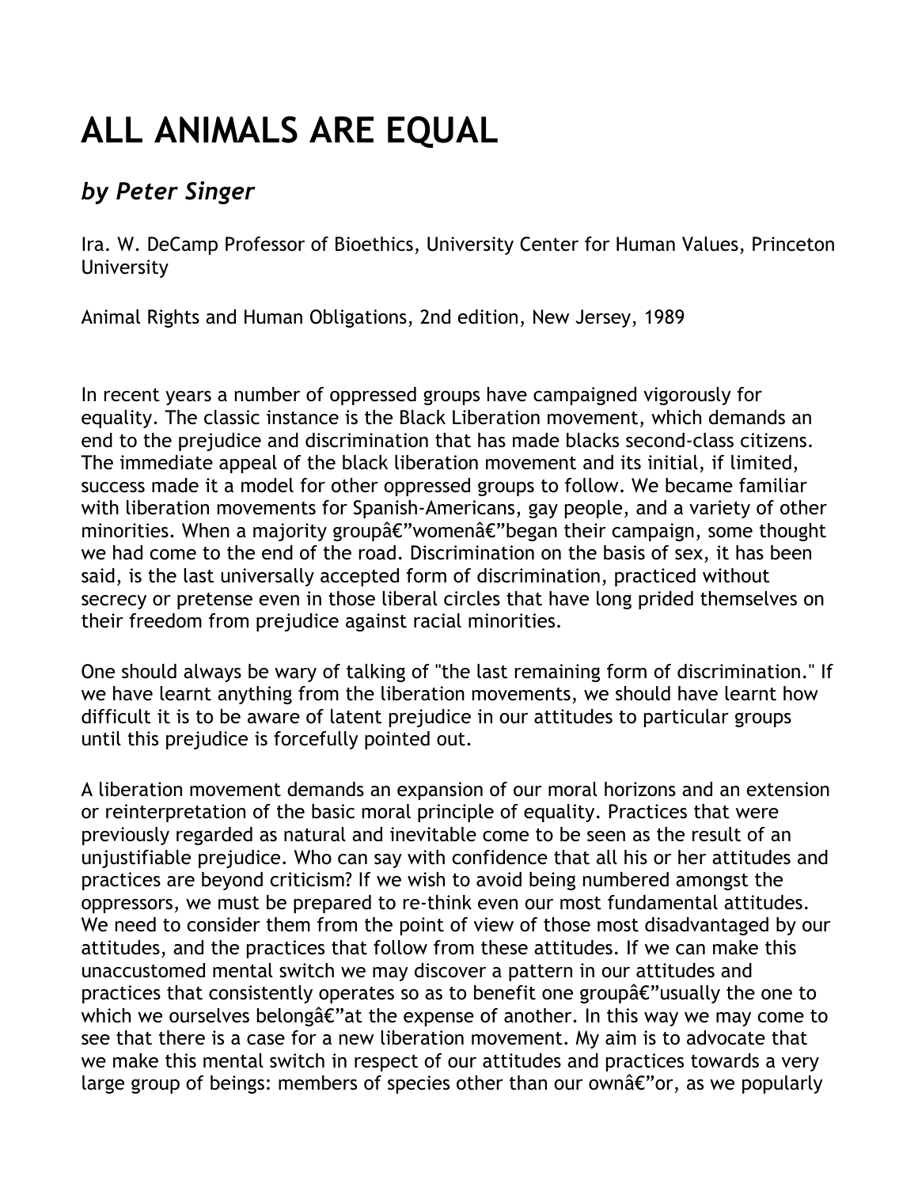# ALL ANIMALS ARE EQUAL

## *by Peter Singer*

Ira. W. DeCamp Professor of Bioethics, University Center for Human Values, Princeton University

Animal Rights and Human Obligations, 2nd edition, New Jersey, 1989

In recent years a number of oppressed groups have campaigned vigorously for equality. The classic instance is the Black Liberation movement, which demands an end to the prejudice and discrimination that has made blacks second-class citizens. The immediate appeal of the black liberation movement and its initial, if limited, success made it a model for other oppressed groups to follow. We became familiar with liberation movements for Spanish-Americans, gay people, and a variety of other minorities. When a majority groupâ€"womenâ€"began their campaign, some thought we had come to the end of the road. Discrimination on the basis of sex, it has been said, is the last universally accepted form of discrimination, practiced without secrecy or pretense even in those liberal circles that have long prided themselves on their freedom from prejudice against racial minorities.

One should always be wary of talking of "the last remaining form of discrimination." If we have learnt anything from the liberation movements, we should have learnt how difficult it is to be aware of latent prejudice in our attitudes to particular groups until this prejudice is forcefully pointed out.

A liberation movement demands an expansion of our moral horizons and an extension or reinterpretation of the basic moral principle of equality. Practices that were previously regarded as natural and inevitable come to be seen as the result of an unjustifiable prejudice. Who can say with confidence that all his or her attitudes and practices are beyond criticism? If we wish to avoid being numbered amongst the oppressors, we must be prepared to re-think even our most fundamental attitudes. We need to consider them from the point of view of those most disadvantaged by our attitudes, and the practices that follow from these attitudes. If we can make this unaccustomed mental switch we may discover a pattern in our attitudes and practices that consistently operates so as to benefit one groupâ€"usually the one to which we ourselves belongâ€"at the expense of another. In this way we may come to see that there is a case for a new liberation movement. My aim is to advocate that we make this mental switch in respect of our attitudes and practices towards a very large group of beings: members of species other than our ownâ€"or, as we popularly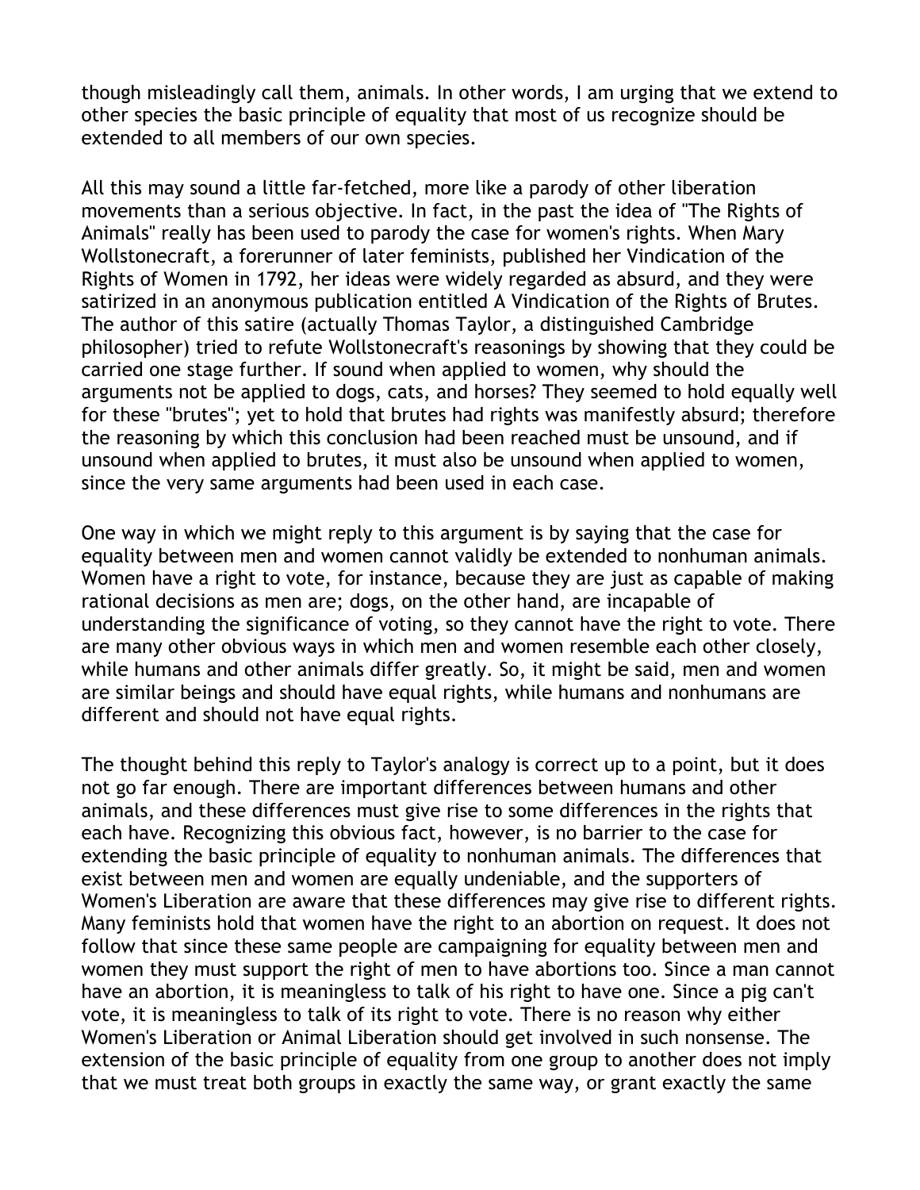though misleadingly call them, animals. In other words, I am urging that we extend to other species the basic principle of equality that most of us recognize should be extended to all members of our own species.

All this may sound a little far-fetched, more like a parody of other liberation movements than a serious objective. In fact, in the past the idea of "The Rights of Animals" really has been used to parody the case for women's rights. When Mary Wollstonecraft, a forerunner of later feminists, published her Vindication of the Rights of Women in 1792, her ideas were widely regarded as absurd, and they were satirized in an anonymous publication entitled A Vindication of the Rights of Brutes. The author of this satire (actually Thomas Taylor, a distinguished Cambridge philosopher) tried to refute Wollstonecraft's reasonings by showing that they could be carried one stage further. If sound when applied to women, why should the arguments not be applied to dogs, cats, and horses? They seemed to hold equally well for these "brutes"; yet to hold that brutes had rights was manifestly absurd; therefore the reasoning by which this conclusion had been reached must be unsound, and if unsound when applied to brutes, it must also be unsound when applied to women, since the very same arguments had been used in each case.

One way in which we might reply to this argument is by saying that the case for equality between men and women cannot validly be extended to nonhuman animals. Women have a right to vote, for instance, because they are just as capable of making rational decisions as men are; dogs, on the other hand, are incapable of understanding the significance of voting, so they cannot have the right to vote. There are many other obvious ways in which men and women resemble each other closely, while humans and other animals differ greatly. So, it might be said, men and women are similar beings and should have equal rights, while humans and nonhumans are different and should not have equal rights.

The thought behind this reply to Taylor's analogy is correct up to a point, but it does not go far enough. There are important differences between humans and other animals, and these differences must give rise to some differences in the rights that each have. Recognizing this obvious fact, however, is no barrier to the case for extending the basic principle of equality to nonhuman animals. The differences that exist between men and women are equally undeniable, and the supporters of Women's Liberation are aware that these differences may give rise to different rights. Many feminists hold that women have the right to an abortion on request. It does not follow that since these same people are campaigning for equality between men and women they must support the right of men to have abortions too. Since a man cannot have an abortion, it is meaningless to talk of his right to have one. Since a pig can't vote, it is meaningless to talk of its right to vote. There is no reason why either Women's Liberation or Animal Liberation should get involved in such nonsense. The extension of the basic principle of equality from one group to another does not imply that we must treat both groups in exactly the same way, or grant exactly the same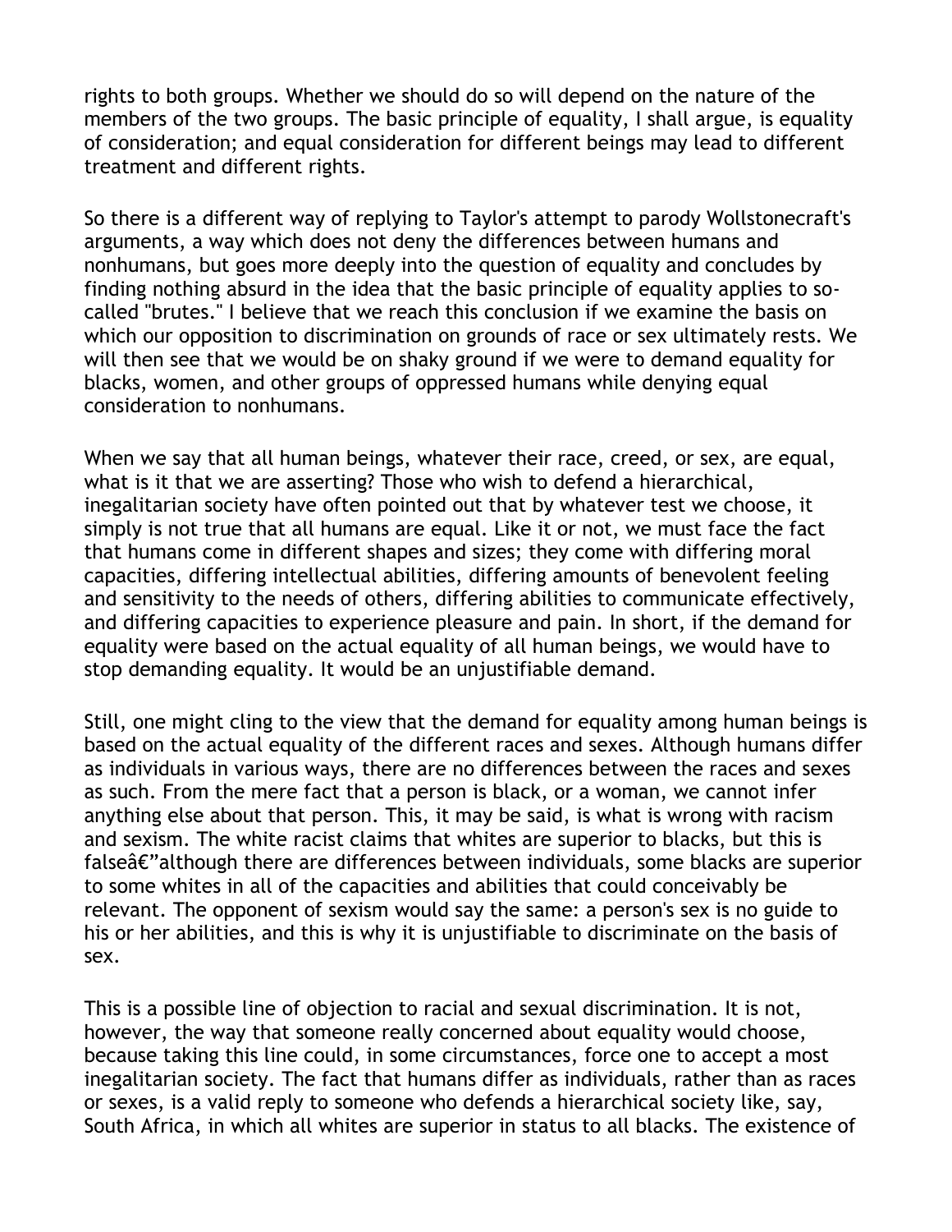rights to both groups. Whether we should do so will depend on the nature of the members of the two groups. The basic principle of equality, I shall argue, is equality of consideration; and equal consideration for different beings may lead to different treatment and different rights.

So there is a different way of replying to Taylor's attempt to parody Wollstonecraft's arguments, a way which does not deny the differences between humans and nonhumans, but goes more deeply into the question of equality and concludes by finding nothing absurd in the idea that the basic principle of equality applies to so-called "brutes." I believe that we reach this conclusion if we examine the basis on which our opposition to discrimination on grounds of race or sex ultimately rests. We will then see that we would be on shaky ground if we were to demand equality for blacks, women, and other groups of oppressed humans while denying equal consideration to nonhumans.

When we say that all human beings, whatever their race, creed, or sex, are equal, what is it that we are asserting? Those who wish to defend a hierarchical, inegalitarian society have often pointed out that by whatever test we choose, it simply is not true that all humans are equal. Like it or not, we must face the fact that humans come in different shapes and sizes; they come with differing moral capacities, differing intellectual abilities, differing amounts of benevolent feeling and sensitivity to the needs of others, differing abilities to communicate effectively, and differing capacities to experience pleasure and pain. In short, if the demand for equality were based on the actual equality of all human beings, we would have to stop demanding equality. It would be an unjustifiable demand.

Still, one might cling to the view that the demand for equality among human beings is based on the actual equality of the different races and sexes. Although humans differ as individuals in various ways, there are no differences between the races and sexes as such. From the mere fact that a person is black, or a woman, we cannot infer anything else about that person. This, it may be said, is what is wrong with racism and sexism. The white racist claims that whites are superior to blacks, but this is falseâ€”although there are differences between individuals, some blacks are superior to some whites in all of the capacities and abilities that could conceivably be relevant. The opponent of sexism would say the same: a person's sex is no guide to his or her abilities, and this is why it is unjustifiable to discriminate on the basis of sex.

This is a possible line of objection to racial and sexual discrimination. It is not, however, the way that someone really concerned about equality would choose, because taking this line could, in some circumstances, force one to accept a most inegalitarian society. The fact that humans differ as individuals, rather than as races or sexes, is a valid reply to someone who defends a hierarchical society like, say, South Africa, in which all whites are superior in status to all blacks. The existence of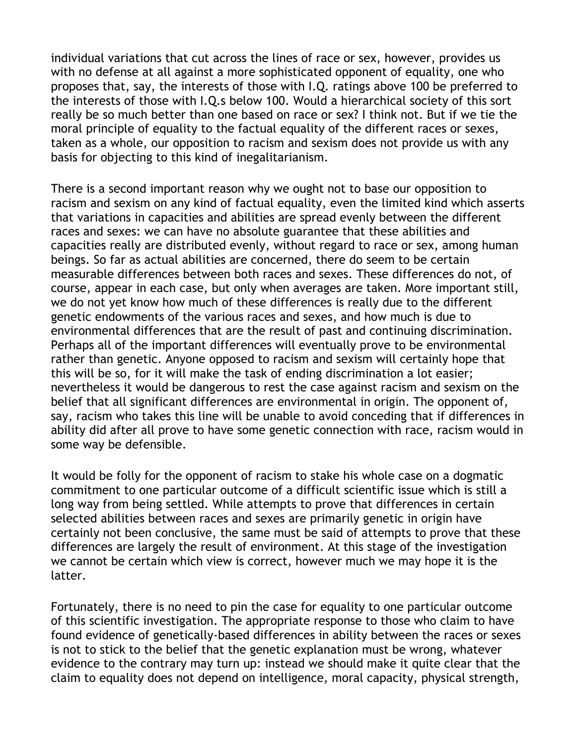individual variations that cut across the lines of race or sex, however, provides us with no defense at all against a more sophisticated opponent of equality, one who proposes that, say, the interests of those with I.Q. ratings above 100 be preferred to the interests of those with I.Q.s below 100. Would a hierarchical society of this sort really be so much better than one based on race or sex? I think not. But if we tie the moral principle of equality to the factual equality of the different races or sexes, taken as a whole, our opposition to racism and sexism does not provide us with any basis for objecting to this kind of inegalitarianism.

There is a second important reason why we ought not to base our opposition to racism and sexism on any kind of factual equality, even the limited kind which asserts that variations in capacities and abilities are spread evenly between the different races and sexes: we can have no absolute guarantee that these abilities and capacities really are distributed evenly, without regard to race or sex, among human beings. So far as actual abilities are concerned, there do seem to be certain measurable differences between both races and sexes. These differences do not, of course, appear in each case, but only when averages are taken. More important still, we do not yet know how much of these differences is really due to the different genetic endowments of the various races and sexes, and how much is due to environmental differences that are the result of past and continuing discrimination. Perhaps all of the important differences will eventually prove to be environmental rather than genetic. Anyone opposed to racism and sexism will certainly hope that this will be so, for it will make the task of ending discrimination a lot easier; nevertheless it would be dangerous to rest the case against racism and sexism on the belief that all significant differences are environmental in origin. The opponent of, say, racism who takes this line will be unable to avoid conceding that if differences in ability did after all prove to have some genetic connection with race, racism would in some way be defensible.

It would be folly for the opponent of racism to stake his whole case on a dogmatic commitment to one particular outcome of a difficult scientific issue which is still a long way from being settled. While attempts to prove that differences in certain selected abilities between races and sexes are primarily genetic in origin have certainly not been conclusive, the same must be said of attempts to prove that these differences are largely the result of environment. At this stage of the investigation we cannot be certain which view is correct, however much we may hope it is the latter.

Fortunately, there is no need to pin the case for equality to one particular outcome of this scientific investigation. The appropriate response to those who claim to have found evidence of genetically-based differences in ability between the races or sexes is not to stick to the belief that the genetic explanation must be wrong, whatever evidence to the contrary may turn up: instead we should make it quite clear that the claim to equality does not depend on intelligence, moral capacity, physical strength,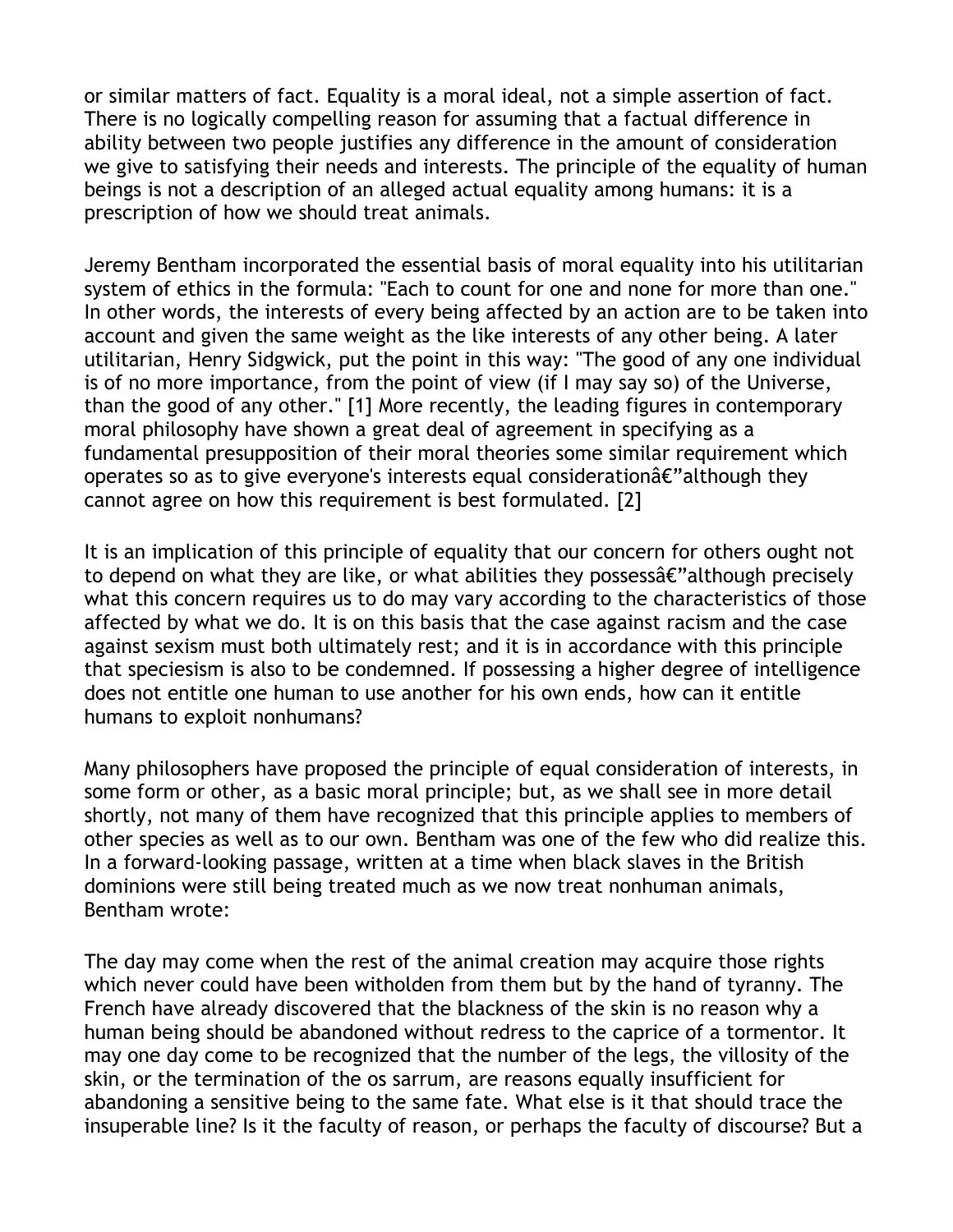or similar matters of fact. Equality is a moral ideal, not a simple assertion of fact. There is no logically compelling reason for assuming that a factual difference in ability between two people justifies any difference in the amount of consideration we give to satisfying their needs and interests. The principle of the equality of human beings is not a description of an alleged actual equality among humans: it is a prescription of how we should treat animals.

Jeremy Bentham incorporated the essential basis of moral equality into his utilitarian system of ethics in the formula: "Each to count for one and none for more than one." In other words, the interests of every being affected by an action are to be taken into account and given the same weight as the like interests of any other being. A later utilitarian, Henry Sidgwick, put the point in this way: "The good of any one individual is of no more importance, from the point of view (if I may say so) of the Universe, than the good of any other." [1] More recently, the leading figures in contemporary moral philosophy have shown a great deal of agreement in specifying as a fundamental presupposition of their moral theories some similar requirement which operates so as to give everyone's interests equal considerationâ€"although they cannot agree on how this requirement is best formulated. [2]

It is an implication of this principle of equality that our concern for others ought not to depend on what they are like, or what abilities they possessâ€"although precisely what this concern requires us to do may vary according to the characteristics of those affected by what we do. It is on this basis that the case against racism and the case against sexism must both ultimately rest; and it is in accordance with this principle that speciesism is also to be condemned. If possessing a higher degree of intelligence does not entitle one human to use another for his own ends, how can it entitle humans to exploit nonhumans?

Many philosophers have proposed the principle of equal consideration of interests, in some form or other, as a basic moral principle; but, as we shall see in more detail shortly, not many of them have recognized that this principle applies to members of other species as well as to our own. Bentham was one of the few who did realize this. In a forward-looking passage, written at a time when black slaves in the British dominions were still being treated much as we now treat nonhuman animals, Bentham wrote:

The day may come when the rest of the animal creation may acquire those rights which never could have been witholden from them but by the hand of tyranny. The French have already discovered that the blackness of the skin is no reason why a human being should be abandoned without redress to the caprice of a tormentor. It may one day come to be recognized that the number of the legs, the villosity of the skin, or the termination of the os sarrum, are reasons equally insufficient for abandoning a sensitive being to the same fate. What else is it that should trace the insuperable line? Is it the faculty of reason, or perhaps the faculty of discourse? But a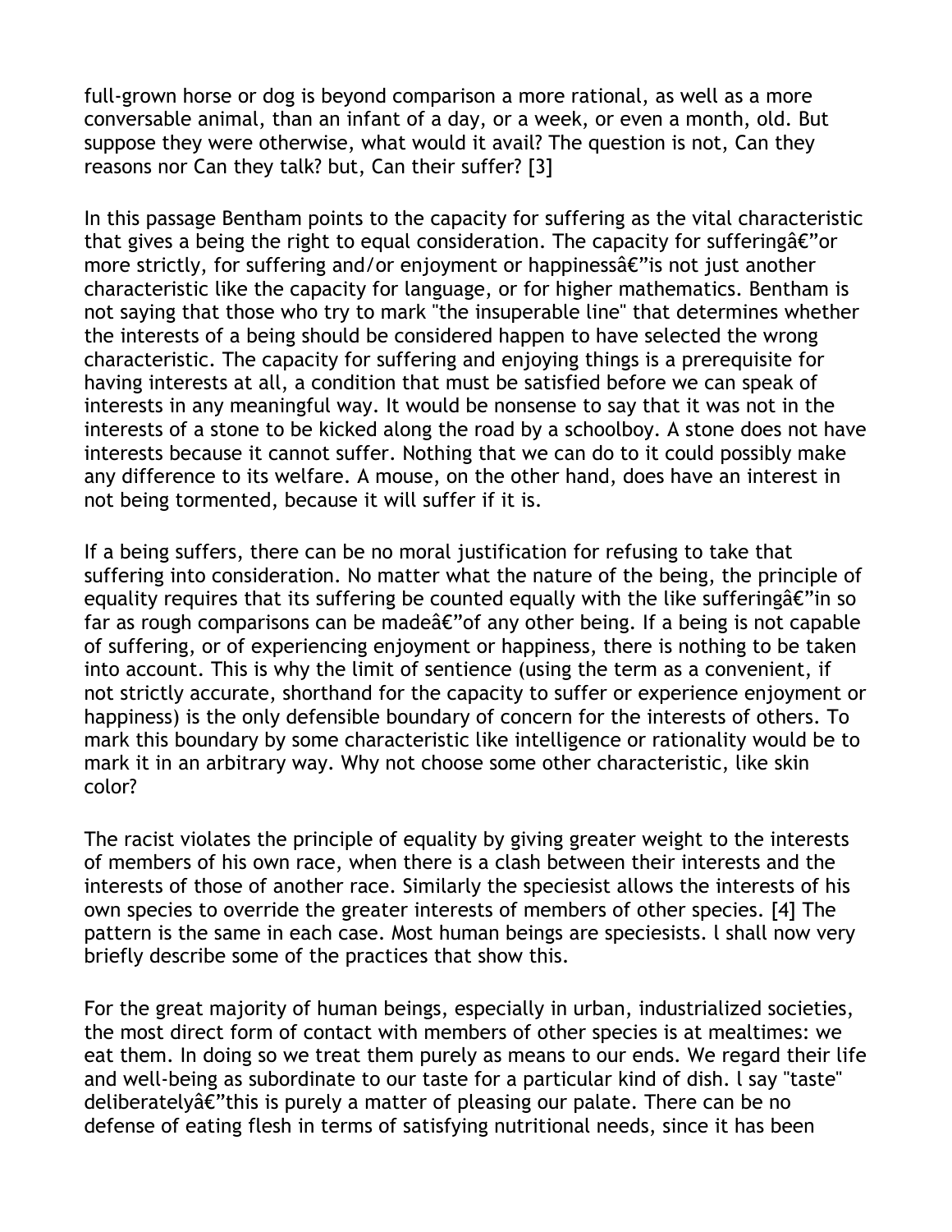full-grown horse or dog is beyond comparison a more rational, as well as a more conversable animal, than an infant of a day, or a week, or even a month, old. But suppose they were otherwise, what would it avail? The question is not, Can they reasons nor Can they talk? but, Can their suffer? [3]

In this passage Bentham points to the capacity for suffering as the vital characteristic that gives a being the right to equal consideration. The capacity for sufferingâ€"or more strictly, for suffering and/or enjoyment or happinessâ€"is not just another characteristic like the capacity for language, or for higher mathematics. Bentham is not saying that those who try to mark "the insuperable line" that determines whether the interests of a being should be considered happen to have selected the wrong characteristic. The capacity for suffering and enjoying things is a prerequisite for having interests at all, a condition that must be satisfied before we can speak of interests in any meaningful way. It would be nonsense to say that it was not in the interests of a stone to be kicked along the road by a schoolboy. A stone does not have interests because it cannot suffer. Nothing that we can do to it could possibly make any difference to its welfare. A mouse, on the other hand, does have an interest in not being tormented, because it will suffer if it is.

If a being suffers, there can be no moral justification for refusing to take that suffering into consideration. No matter what the nature of the being, the principle of equality requires that its suffering be counted equally with the like sufferingâ€"in so far as rough comparisons can be madeâ€"of any other being. If a being is not capable of suffering, or of experiencing enjoyment or happiness, there is nothing to be taken into account. This is why the limit of sentience (using the term as a convenient, if not strictly accurate, shorthand for the capacity to suffer or experience enjoyment or happiness) is the only defensible boundary of concern for the interests of others. To mark this boundary by some characteristic like intelligence or rationality would be to mark it in an arbitrary way. Why not choose some other characteristic, like skin color?

The racist violates the principle of equality by giving greater weight to the interests of members of his own race, when there is a clash between their interests and the interests of those of another race. Similarly the speciesist allows the interests of his own species to override the greater interests of members of other species. [4] The pattern is the same in each case. Most human beings are speciesists. I shall now very briefly describe some of the practices that show this.

For the great majority of human beings, especially in urban, industrialized societies, the most direct form of contact with members of other species is at mealtimes: we eat them. In doing so we treat them purely as means to our ends. We regard their life and well-being as subordinate to our taste for a particular kind of dish. I say "taste" deliberatelyâ€"this is purely a matter of pleasing our palate. There can be no defense of eating flesh in terms of satisfying nutritional needs, since it has been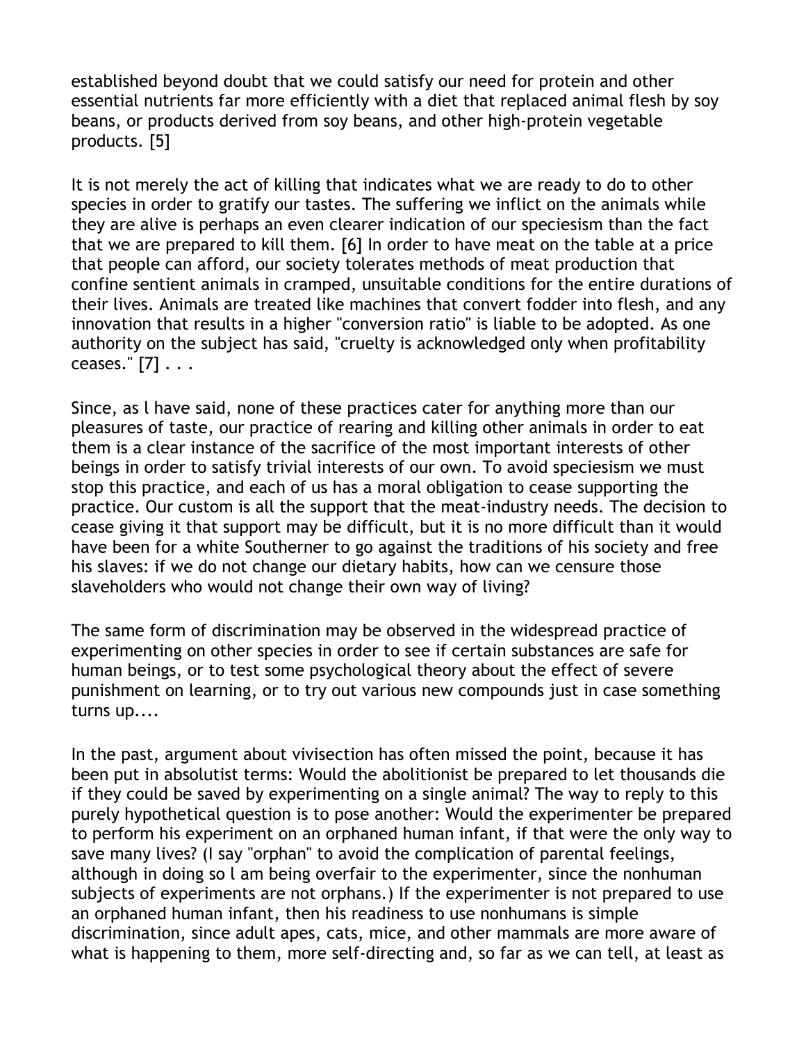established beyond doubt that we could satisfy our need for protein and other essential nutrients far more efficiently with a diet that replaced animal flesh by soy beans, or products derived from soy beans, and other high-protein vegetable products. [5]

It is not merely the act of killing that indicates what we are ready to do to other species in order to gratify our tastes. The suffering we inflict on the animals while they are alive is perhaps an even clearer indication of our speciesism than the fact that we are prepared to kill them. [6] In order to have meat on the table at a price that people can afford, our society tolerates methods of meat production that confine sentient animals in cramped, unsuitable conditions for the entire durations of their lives. Animals are treated like machines that convert fodder into flesh, and any innovation that results in a higher "conversion ratio" is liable to be adopted. As one authority on the subject has said, "cruelty is acknowledged only when profitability ceases." [7] . . .

Since, as I have said, none of these practices cater for anything more than our pleasures of taste, our practice of rearing and killing other animals in order to eat them is a clear instance of the sacrifice of the most important interests of other beings in order to satisfy trivial interests of our own. To avoid speciesism we must stop this practice, and each of us has a moral obligation to cease supporting the practice. Our custom is all the support that the meat-industry needs. The decision to cease giving it that support may be difficult, but it is no more difficult than it would have been for a white Southerner to go against the traditions of his society and free his slaves: if we do not change our dietary habits, how can we censure those slaveholders who would not change their own way of living?

The same form of discrimination may be observed in the widespread practice of experimenting on other species in order to see if certain substances are safe for human beings, or to test some psychological theory about the effect of severe punishment on learning, or to try out various new compounds just in case something turns up....

In the past, argument about vivisection has often missed the point, because it has been put in absolutist terms: Would the abolitionist be prepared to let thousands die if they could be saved by experimenting on a single animal? The way to reply to this purely hypothetical question is to pose another: Would the experimenter be prepared to perform his experiment on an orphaned human infant, if that were the only way to save many lives? (I say "orphan" to avoid the complication of parental feelings, although in doing so I am being overfair to the experimenter, since the nonhuman subjects of experiments are not orphans.) If the experimenter is not prepared to use an orphaned human infant, then his readiness to use nonhumans is simple discrimination, since adult apes, cats, mice, and other mammals are more aware of what is happening to them, more self-directing and, so far as we can tell, at least as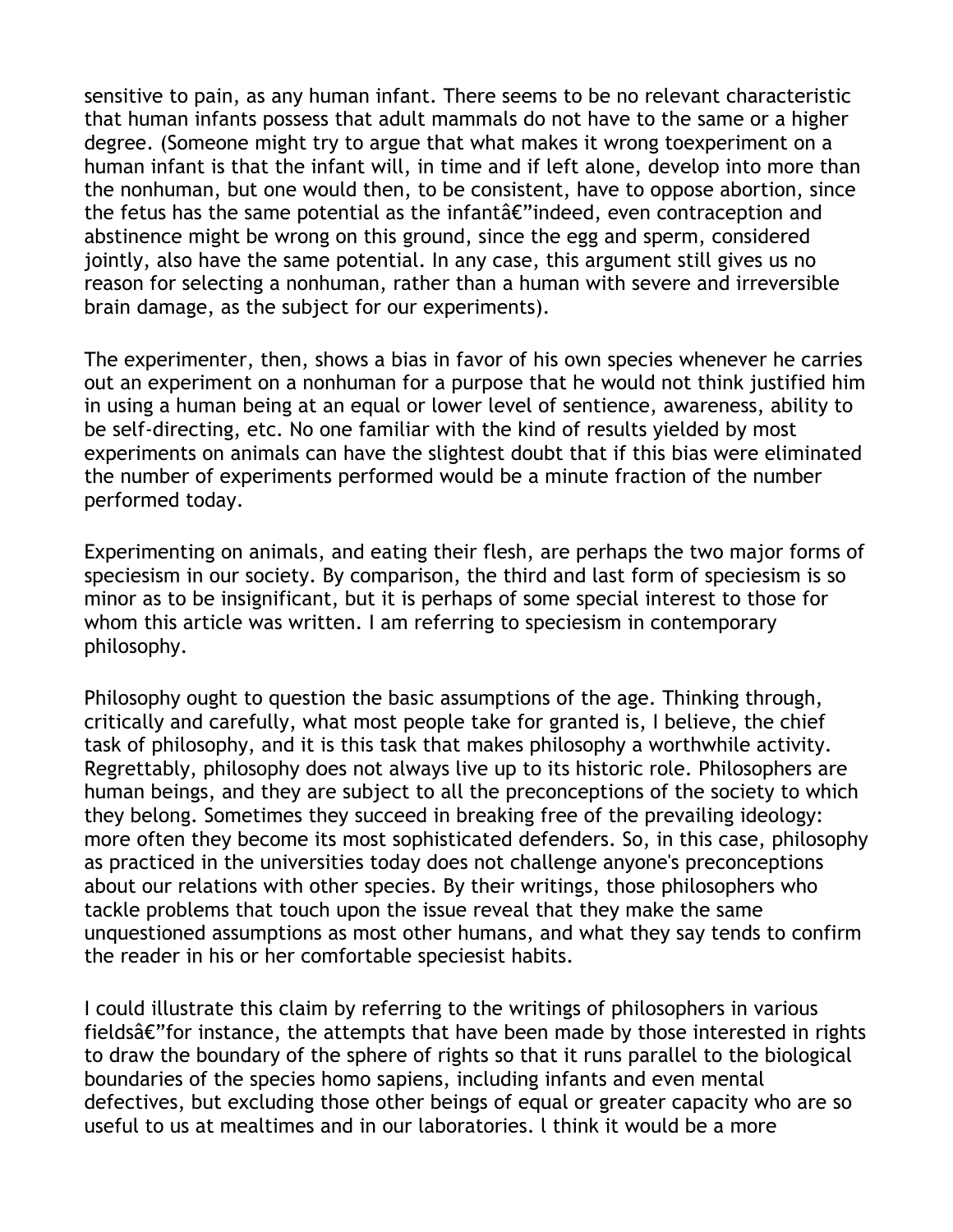sensitive to pain, as any human infant. There seems to be no relevant characteristic that human infants possess that adult mammals do not have to the same or a higher degree. (Someone might try to argue that what makes it wrong toexperiment on a human infant is that the infant will, in time and if left alone, develop into more than the nonhuman, but one would then, to be consistent, have to oppose abortion, since the fetus has the same potential as the infantâ€”indeed, even contraception and abstinence might be wrong on this ground, since the egg and sperm, considered jointly, also have the same potential. In any case, this argument still gives us no reason for selecting a nonhuman, rather than a human with severe and irreversible brain damage, as the subject for our experiments).

The experimenter, then, shows a bias in favor of his own species whenever he carries out an experiment on a nonhuman for a purpose that he would not think justified him in using a human being at an equal or lower level of sentience, awareness, ability to be self-directing, etc. No one familiar with the kind of results yielded by most experiments on animals can have the slightest doubt that if this bias were eliminated the number of experiments performed would be a minute fraction of the number performed today.

Experimenting on animals, and eating their flesh, are perhaps the two major forms of speciesism in our society. By comparison, the third and last form of speciesism is so minor as to be insignificant, but it is perhaps of some special interest to those for whom this article was written. I am referring to speciesism in contemporary philosophy.

Philosophy ought to question the basic assumptions of the age. Thinking through, critically and carefully, what most people take for granted is, I believe, the chief task of philosophy, and it is this task that makes philosophy a worthwhile activity. Regrettably, philosophy does not always live up to its historic role. Philosophers are human beings, and they are subject to all the preconceptions of the society to which they belong. Sometimes they succeed in breaking free of the prevailing ideology: more often they become its most sophisticated defenders. So, in this case, philosophy as practiced in the universities today does not challenge anyone's preconceptions about our relations with other species. By their writings, those philosophers who tackle problems that touch upon the issue reveal that they make the same unquestioned assumptions as most other humans, and what they say tends to confirm the reader in his or her comfortable speciesist habits.

I could illustrate this claim by referring to the writings of philosophers in various fieldsâ€”for instance, the attempts that have been made by those interested in rights to draw the boundary of the sphere of rights so that it runs parallel to the biological boundaries of the species homo sapiens, including infants and even mental defectives, but excluding those other beings of equal or greater capacity who are so useful to us at mealtimes and in our laboratories. I think it would be a more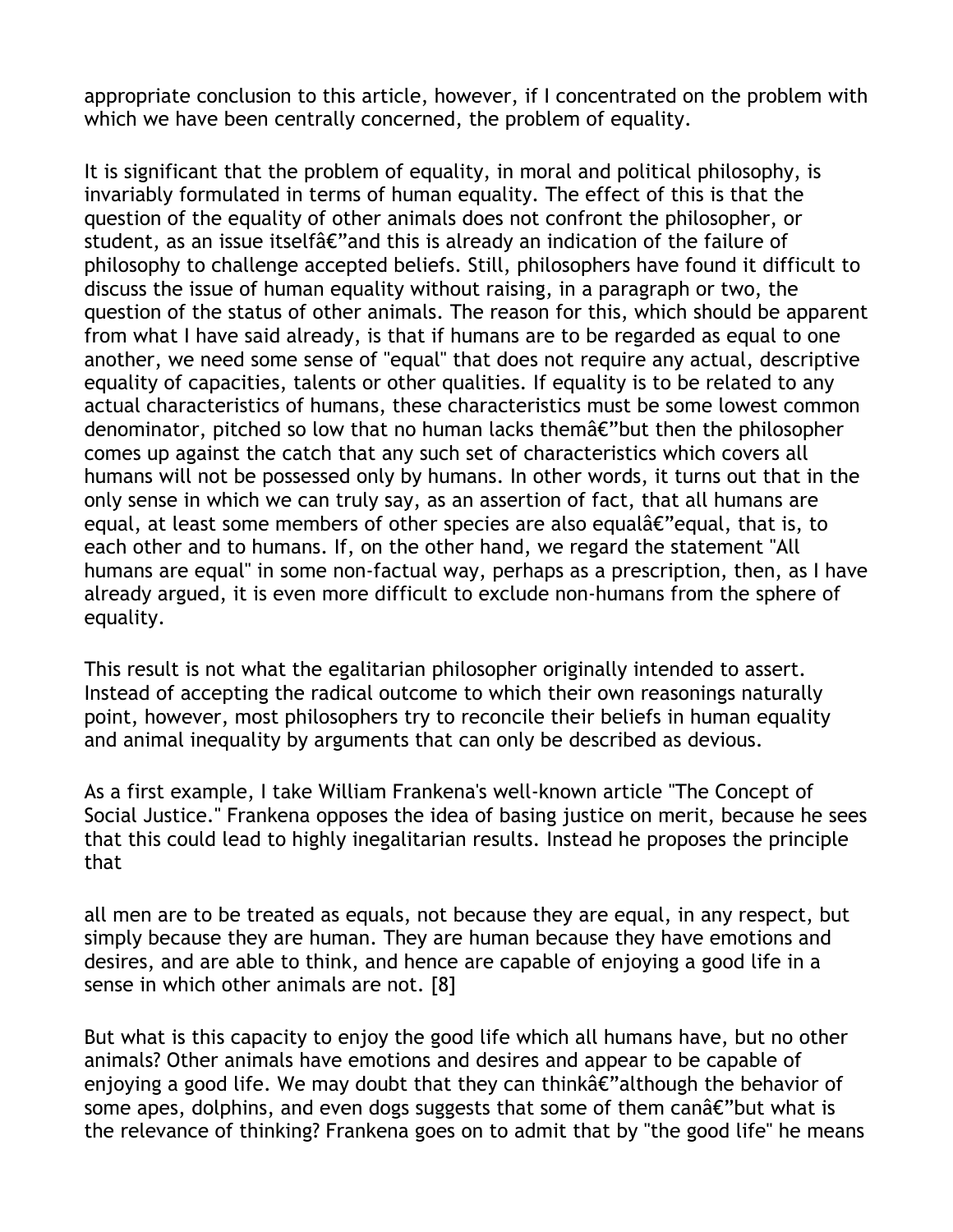appropriate conclusion to this article, however, if I concentrated on the problem with which we have been centrally concerned, the problem of equality.

It is significant that the problem of equality, in moral and political philosophy, is invariably formulated in terms of human equality. The effect of this is that the question of the equality of other animals does not confront the philosopher, or student, as an issue itselfâ€”and this is already an indication of the failure of philosophy to challenge accepted beliefs. Still, philosophers have found it difficult to discuss the issue of human equality without raising, in a paragraph or two, the question of the status of other animals. The reason for this, which should be apparent from what I have said already, is that if humans are to be regarded as equal to one another, we need some sense of "equal" that does not require any actual, descriptive equality of capacities, talents or other qualities. If equality is to be related to any actual characteristics of humans, these characteristics must be some lowest common denominator, pitched so low that no human lacks themâ€”but then the philosopher comes up against the catch that any such set of characteristics which covers all humans will not be possessed only by humans. In other words, it turns out that in the only sense in which we can truly say, as an assertion of fact, that all humans are equal, at least some members of other species are also equalâ€”equal, that is, to each other and to humans. If, on the other hand, we regard the statement "All humans are equal" in some non-factual way, perhaps as a prescription, then, as I have already argued, it is even more difficult to exclude non-humans from the sphere of equality.

This result is not what the egalitarian philosopher originally intended to assert. Instead of accepting the radical outcome to which their own reasonings naturally point, however, most philosophers try to reconcile their beliefs in human equality and animal inequality by arguments that can only be described as devious.

As a first example, I take William Frankena's well-known article "The Concept of Social Justice." Frankena opposes the idea of basing justice on merit, because he sees that this could lead to highly inegalitarian results. Instead he proposes the principle that

> all men are to be treated as equals, not because they are equal, in any respect, but simply because they are human. They are human because they have emotions and desires, and are able to think, and hence are capable of enjoying a good life in a sense in which other animals are not. [8]

But what is this capacity to enjoy the good life which all humans have, but no other animals? Other animals have emotions and desires and appear to be capable of enjoying a good life. We may doubt that they can thinkâ€”although the behavior of some apes, dolphins, and even dogs suggests that some of them canâ€”but what is the relevance of thinking? Frankena goes on to admit that by "the good life" he means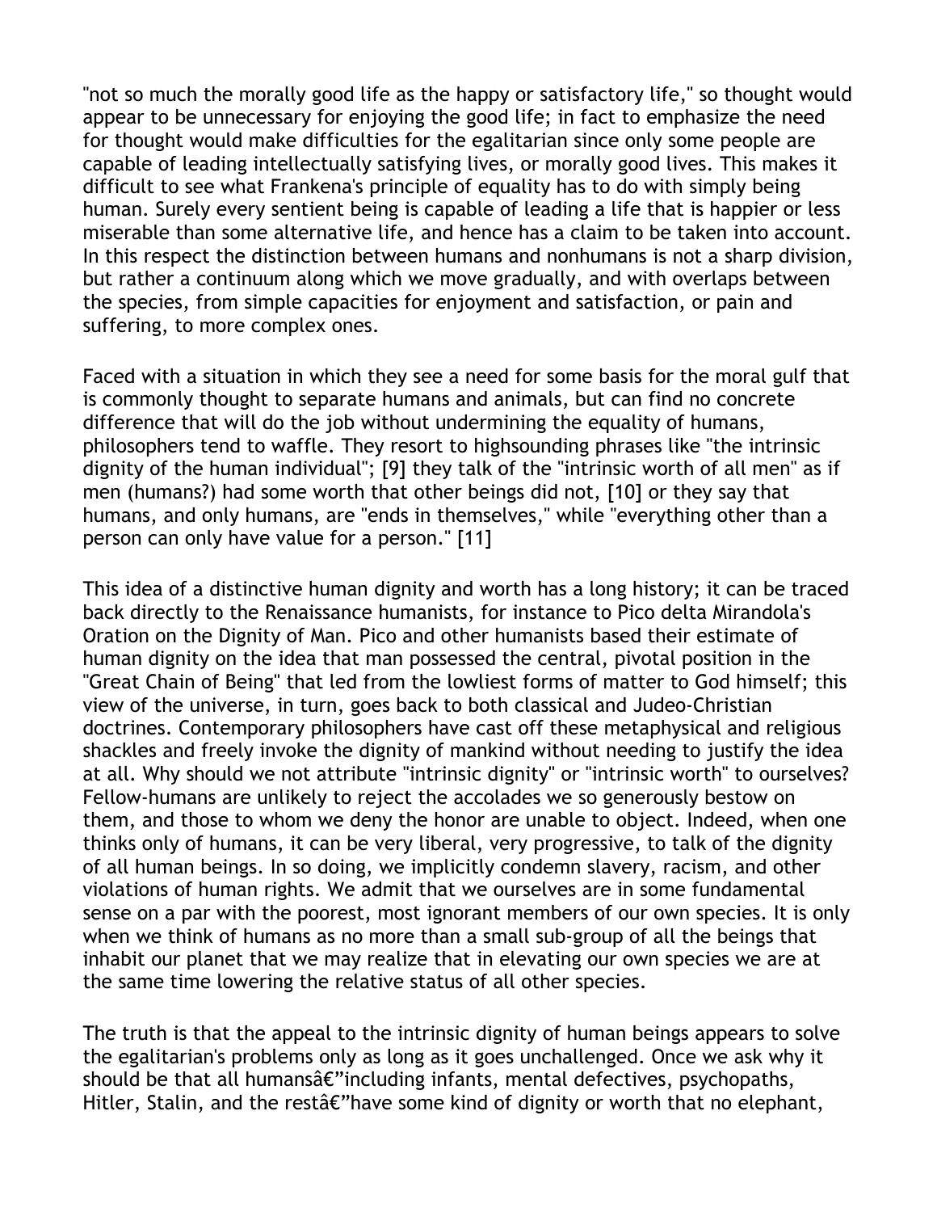"not so much the morally good life as the happy or satisfactory life," so thought would appear to be unnecessary for enjoying the good life; in fact to emphasize the need for thought would make difficulties for the egalitarian since only some people are capable of leading intellectually satisfying lives, or morally good lives. This makes it difficult to see what Frankena's principle of equality has to do with simply being human. Surely every sentient being is capable of leading a life that is happier or less miserable than some alternative life, and hence has a claim to be taken into account. In this respect the distinction between humans and nonhumans is not a sharp division, but rather a continuum along which we move gradually, and with overlaps between the species, from simple capacities for enjoyment and satisfaction, or pain and suffering, to more complex ones.

Faced with a situation in which they see a need for some basis for the moral gulf that is commonly thought to separate humans and animals, but can find no concrete difference that will do the job without undermining the equality of humans, philosophers tend to waffle. They resort to highsounding phrases like "the intrinsic dignity of the human individual"; [9] they talk of the "intrinsic worth of all men" as if men (humans?) had some worth that other beings did not, [10] or they say that humans, and only humans, are "ends in themselves," while "everything other than a person can only have value for a person." [11]

This idea of a distinctive human dignity and worth has a long history; it can be traced back directly to the Renaissance humanists, for instance to Pico delta Mirandola's Oration on the Dignity of Man. Pico and other humanists based their estimate of human dignity on the idea that man possessed the central, pivotal position in the "Great Chain of Being" that led from the lowliest forms of matter to God himself; this view of the universe, in turn, goes back to both classical and Judeo-Christian doctrines. Contemporary philosophers have cast off these metaphysical and religious shackles and freely invoke the dignity of mankind without needing to justify the idea at all. Why should we not attribute "intrinsic dignity" or "intrinsic worth" to ourselves? Fellow-humans are unlikely to reject the accolades we so generously bestow on them, and those to whom we deny the honor are unable to object. Indeed, when one thinks only of humans, it can be very liberal, very progressive, to talk of the dignity of all human beings. In so doing, we implicitly condemn slavery, racism, and other violations of human rights. We admit that we ourselves are in some fundamental sense on a par with the poorest, most ignorant members of our own species. It is only when we think of humans as no more than a small sub-group of all the beings that inhabit our planet that we may realize that in elevating our own species we are at the same time lowering the relative status of all other species.

The truth is that the appeal to the intrinsic dignity of human beings appears to solve the egalitarian's problems only as long as it goes unchallenged. Once we ask why it should be that all humansâ€"including infants, mental defectives, psychopaths, Hitler, Stalin, and the restâ€"have some kind of dignity or worth that no elephant,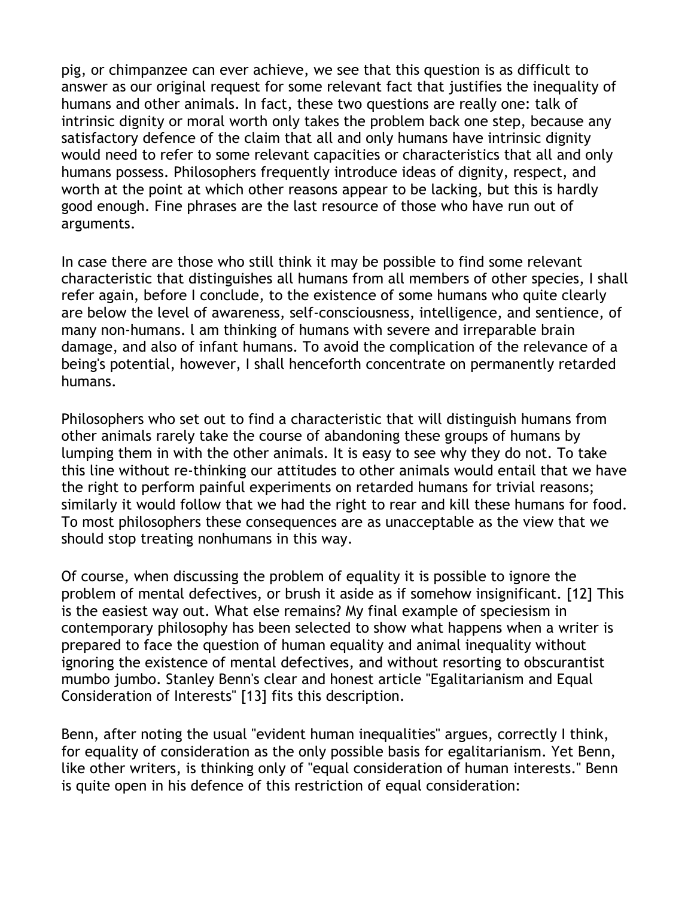pig, or chimpanzee can ever achieve, we see that this question is as difficult to answer as our original request for some relevant fact that justifies the inequality of humans and other animals. In fact, these two questions are really one: talk of intrinsic dignity or moral worth only takes the problem back one step, because any satisfactory defence of the claim that all and only humans have intrinsic dignity would need to refer to some relevant capacities or characteristics that all and only humans possess. Philosophers frequently introduce ideas of dignity, respect, and worth at the point at which other reasons appear to be lacking, but this is hardly good enough. Fine phrases are the last resource of those who have run out of arguments.

In case there are those who still think it may be possible to find some relevant characteristic that distinguishes all humans from all members of other species, I shall refer again, before I conclude, to the existence of some humans who quite clearly are below the level of awareness, self-consciousness, intelligence, and sentience, of many non-humans. l am thinking of humans with severe and irreparable brain damage, and also of infant humans. To avoid the complication of the relevance of a being's potential, however, I shall henceforth concentrate on permanently retarded humans.

Philosophers who set out to find a characteristic that will distinguish humans from other animals rarely take the course of abandoning these groups of humans by lumping them in with the other animals. It is easy to see why they do not. To take this line without re-thinking our attitudes to other animals would entail that we have the right to perform painful experiments on retarded humans for trivial reasons; similarly it would follow that we had the right to rear and kill these humans for food. To most philosophers these consequences are as unacceptable as the view that we should stop treating nonhumans in this way.

Of course, when discussing the problem of equality it is possible to ignore the problem of mental defectives, or brush it aside as if somehow insignificant. [12] This is the easiest way out. What else remains? My final example of speciesism in contemporary philosophy has been selected to show what happens when a writer is prepared to face the question of human equality and animal inequality without ignoring the existence of mental defectives, and without resorting to obscurantist mumbo jumbo. Stanley Benn's clear and honest article "Egalitarianism and Equal Consideration of Interests" [13] fits this description.

Benn, after noting the usual "evident human inequalities" argues, correctly I think, for equality of consideration as the only possible basis for egalitarianism. Yet Benn, like other writers, is thinking only of "equal consideration of human interests." Benn is quite open in his defence of this restriction of equal consideration: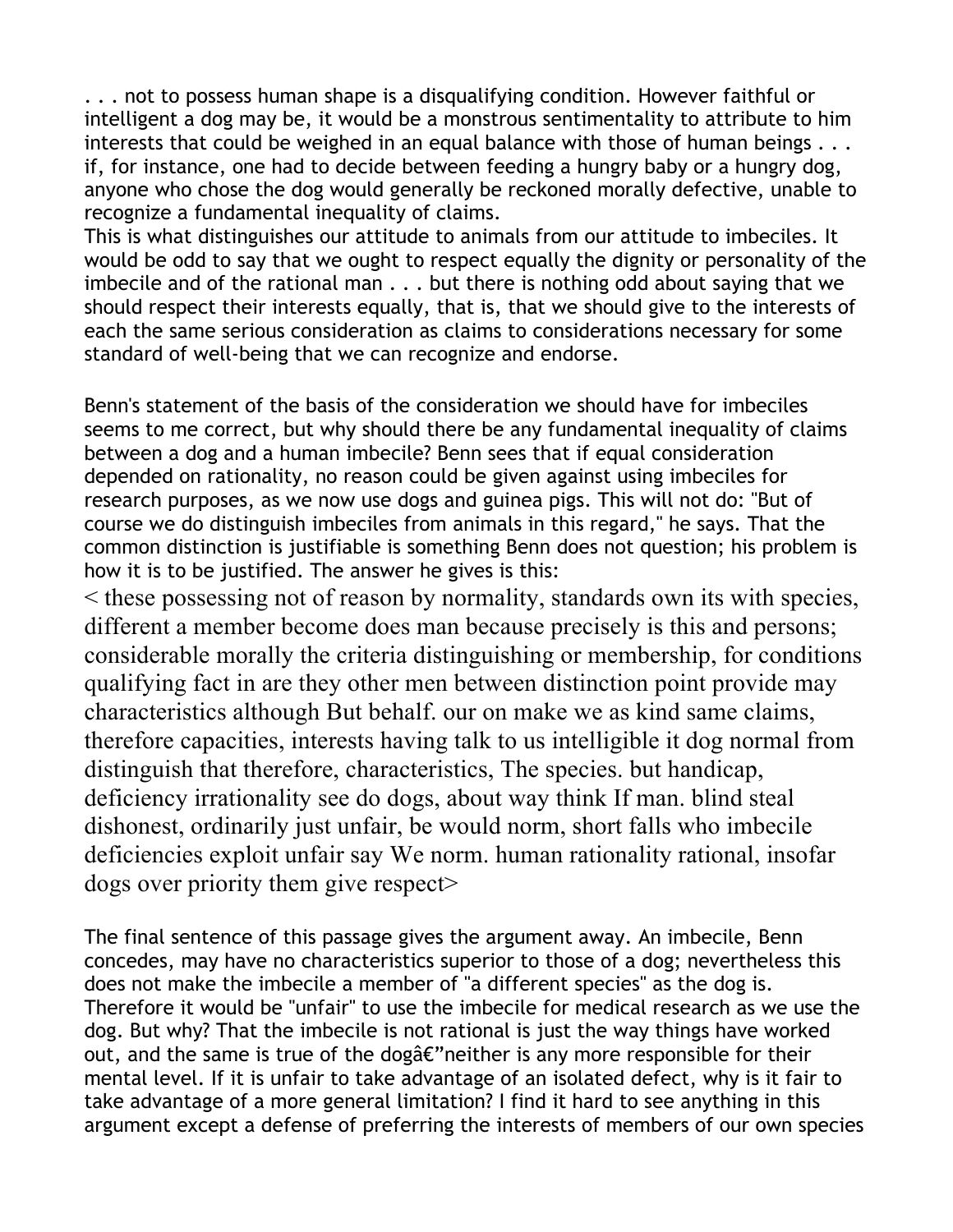. . . not to possess human shape is a disqualifying condition. However faithful or intelligent a dog may be, it would be a monstrous sentimentality to attribute to him interests that could be weighed in an equal balance with those of human beings . . . if, for instance, one had to decide between feeding a hungry baby or a hungry dog, anyone who chose the dog would generally be reckoned morally defective, unable to recognize a fundamental inequality of claims.
This is what distinguishes our attitude to animals from our attitude to imbeciles. It would be odd to say that we ought to respect equally the dignity or personality of the imbecile and of the rational man . . . but there is nothing odd about saying that we should respect their interests equally, that is, that we should give to the interests of each the same serious consideration as claims to considerations necessary for some standard of well-being that we can recognize and endorse.

Benn's statement of the basis of the consideration we should have for imbeciles seems to me correct, but why should there be any fundamental inequality of claims between a dog and a human imbecile? Benn sees that if equal consideration depended on rationality, no reason could be given against using imbeciles for research purposes, as we now use dogs and guinea pigs. This will not do: "But of course we do distinguish imbeciles from animals in this regard," he says. That the common distinction is justifiable is something Benn does not question; his problem is how it is to be justified. The answer he gives is this:

< these possessing not of reason by normality, standards own its with species, different a member become does man because precisely is this and persons; considerable morally the criteria distinguishing or membership, for conditions qualifying fact in are they other men between distinction point provide may characteristics although But behalf. our on make we as kind same claims, therefore capacities, interests having talk to us intelligible it dog normal from distinguish that therefore, characteristics, The species. but handicap, deficiency irrationality see do dogs, about way think If man. blind steal dishonest, ordinarily just unfair, be would norm, short falls who imbecile deficiencies exploit unfair say We norm. human rationality rational, insofar dogs over priority them give respect>

The final sentence of this passage gives the argument away. An imbecile, Benn concedes, may have no characteristics superior to those of a dog; nevertheless this does not make the imbecile a member of "a different species" as the dog is. Therefore it would be "unfair" to use the imbecile for medical research as we use the dog. But why? That the imbecile is not rational is just the way things have worked out, and the same is true of the dogâ€"neither is any more responsible for their mental level. If it is unfair to take advantage of an isolated defect, why is it fair to take advantage of a more general limitation? I find it hard to see anything in this argument except a defense of preferring the interests of members of our own species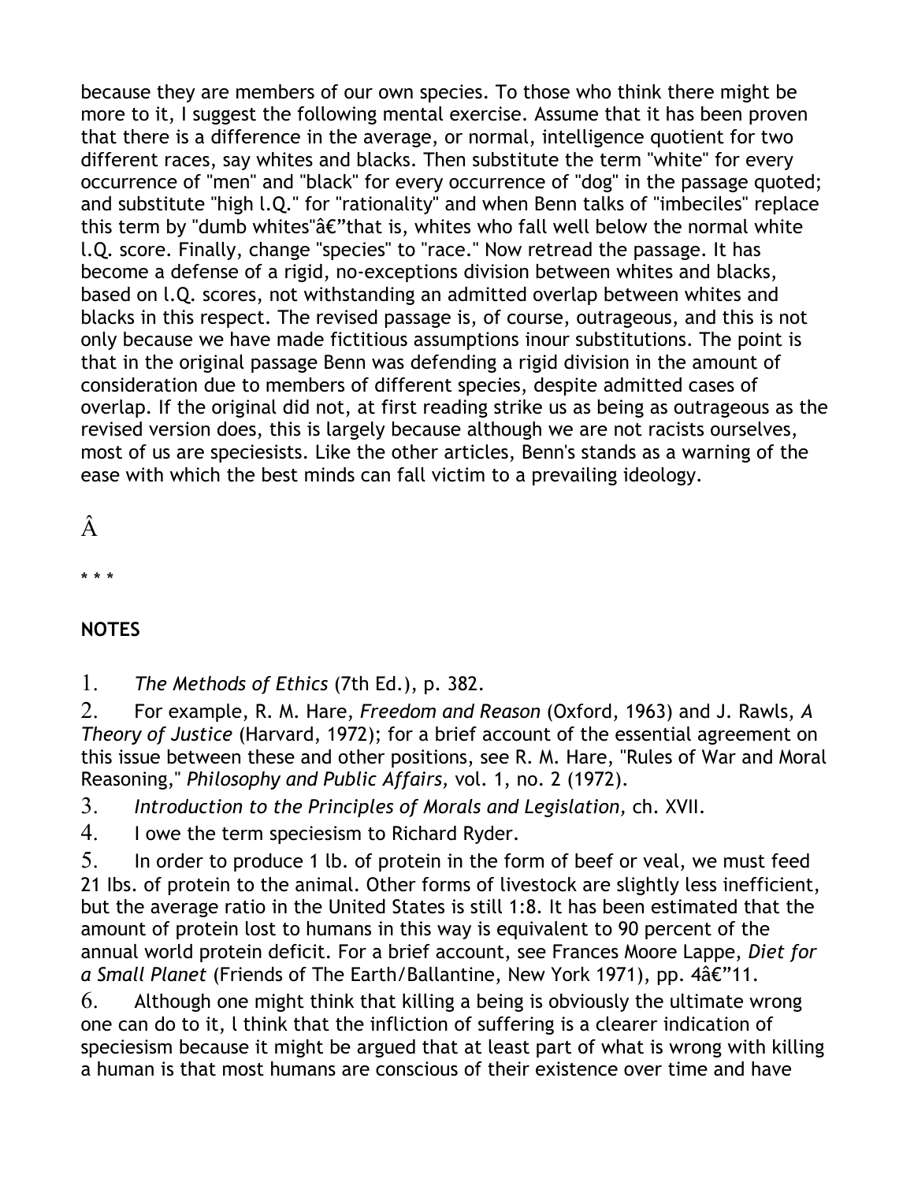because they are members of our own species. To those who think there might be more to it, I suggest the following mental exercise. Assume that it has been proven that there is a difference in the average, or normal, intelligence quotient for two different races, say whites and blacks. Then substitute the term "white" for every occurrence of "men" and "black" for every occurrence of "dog" in the passage quoted; and substitute "high l.Q." for "rationality" and when Benn talks of "imbeciles" replace this term by "dumb whites"â€”that is, whites who fall well below the normal white l.Q. score. Finally, change "species" to "race." Now retread the passage. It has become a defense of a rigid, no-exceptions division between whites and blacks, based on l.Q. scores, not withstanding an admitted overlap between whites and blacks in this respect. The revised passage is, of course, outrageous, and this is not only because we have made fictitious assumptions inour substitutions. The point is that in the original passage Benn was defending a rigid division in the amount of consideration due to members of different species, despite admitted cases of overlap. If the original did not, at first reading strike us as being as outrageous as the revised version does, this is largely because although we are not racists ourselves, most of us are speciesists. Like the other articles, Benn's stands as a warning of the ease with which the best minds can fall victim to a prevailing ideology.

Â

* * *

**NOTES**

1. *The Methods of Ethics* (7th Ed.), p. 382.
2. For example, R. M. Hare, *Freedom and Reason* (Oxford, 1963) and J. Rawls, *A Theory of Justice* (Harvard, 1972); for a brief account of the essential agreement on this issue between these and other positions, see R. M. Hare, "Rules of War and Moral Reasoning," *Philosophy and Public Affairs,* vol. 1, no. 2 (1972).
3. *Introduction to the Principles of Morals and Legislation,* ch. XVII.
4. I owe the term speciesism to Richard Ryder.
5. In order to produce 1 lb. of protein in the form of beef or veal, we must feed 21 lbs. of protein to the animal. Other forms of livestock are slightly less inefficient, but the average ratio in the United States is still 1:8. It has been estimated that the amount of protein lost to humans in this way is equivalent to 90 percent of the annual world protein deficit. For a brief account, see Frances Moore Lappe, *Diet for a Small Planet* (Friends of The Earth/Ballantine, New York 1971), pp. 4â€”11.
6. Although one might think that killing a being is obviously the ultimate wrong one can do to it, l think that the infliction of suffering is a clearer indication of speciesism because it might be argued that at least part of what is wrong with killing a human is that most humans are conscious of their existence over time and have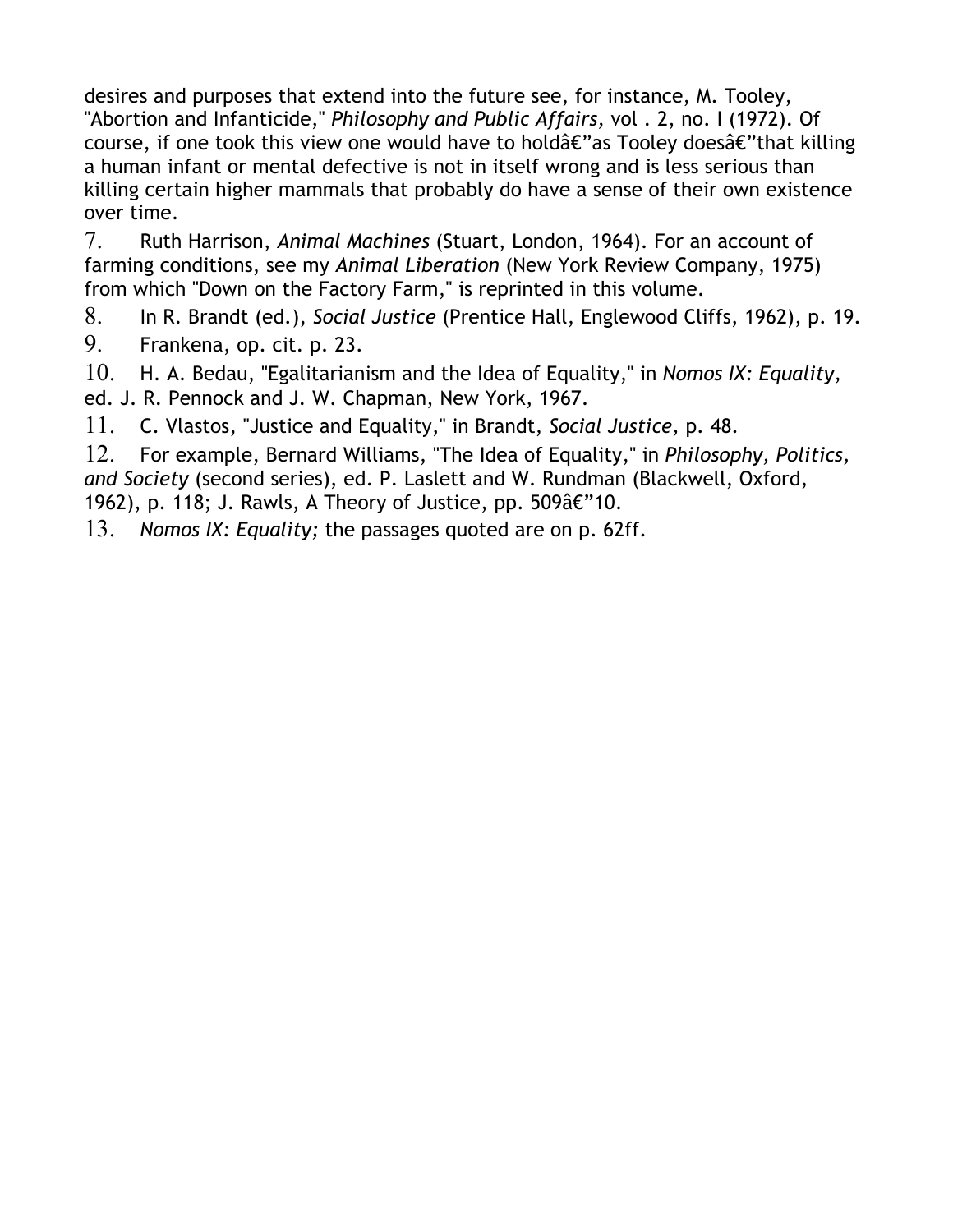desires and purposes that extend into the future see, for instance, M. Tooley, "Abortion and Infanticide," *Philosophy and Public Affairs,* vol . 2, no. I (1972). Of course, if one took this view one would have to holdâ€"as Tooley doesâ€"that killing a human infant or mental defective is not in itself wrong and is less serious than killing certain higher mammals that probably do have a sense of their own existence over time.

7. Ruth Harrison, *Animal Machines* (Stuart, London, 1964). For an account of farming conditions, see my *Animal Liberation* (New York Review Company, 1975) from which "Down on the Factory Farm," is reprinted in this volume.

8. In R. Brandt (ed.), *Social Justice* (Prentice Hall, Englewood Cliffs, 1962), p. 19.

9. Frankena, op. cit. p. 23.

10. H. A. Bedau, "Egalitarianism and the Idea of Equality," in *Nomos IX: Equality,* ed. J. R. Pennock and J. W. Chapman, New York, 1967.

11. C. Vlastos, "Justice and Equality," in Brandt, *Social Justice,* p. 48.

12. For example, Bernard Williams, "The Idea of Equality," in *Philosophy, Politics, and Society* (second series), ed. P. Laslett and W. Rundman (Blackwell, Oxford, 1962), p. 118; J. Rawls, A Theory of Justice, pp. 509â€"10.

13. *Nomos IX: Equality;* the passages quoted are on p. 62ff.